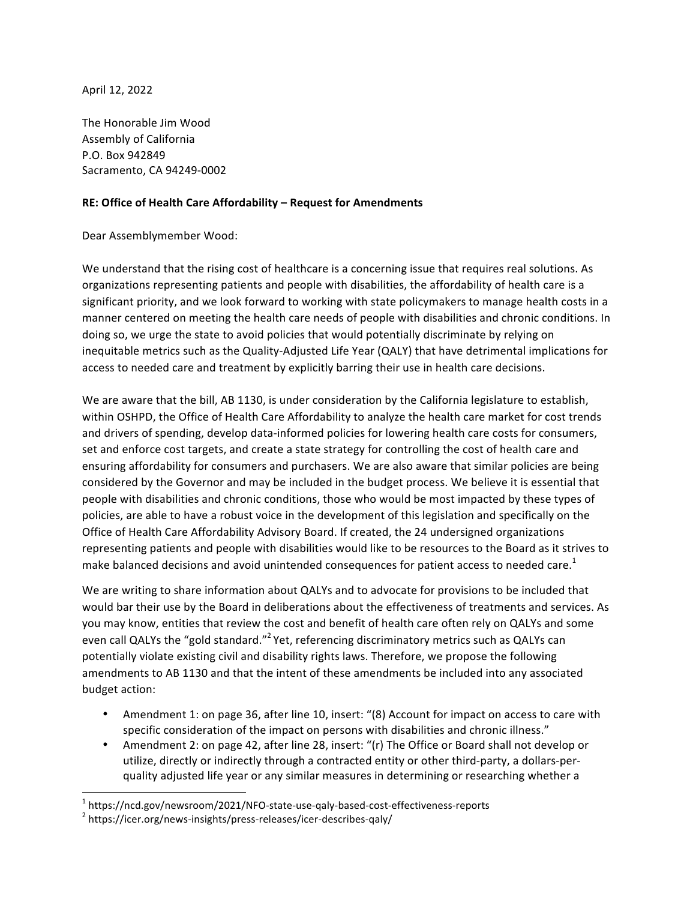April 12, 2022

The Honorable Jim Wood
Assembly of California
P.O. Box 942849
Sacramento, CA 94249-0002

**RE: Office of Health Care Affordability – Request for Amendments**

Dear Assemblymember Wood:

We understand that the rising cost of healthcare is a concerning issue that requires real solutions. As organizations representing patients and people with disabilities, the affordability of health care is a significant priority, and we look forward to working with state policymakers to manage health costs in a manner centered on meeting the health care needs of people with disabilities and chronic conditions. In doing so, we urge the state to avoid policies that would potentially discriminate by relying on inequitable metrics such as the Quality-Adjusted Life Year (QALY) that have detrimental implications for access to needed care and treatment by explicitly barring their use in health care decisions.

We are aware that the bill, AB 1130, is under consideration by the California legislature to establish, within OSHPD, the Office of Health Care Affordability to analyze the health care market for cost trends and drivers of spending, develop data-informed policies for lowering health care costs for consumers, set and enforce cost targets, and create a state strategy for controlling the cost of health care and ensuring affordability for consumers and purchasers. We are also aware that similar policies are being considered by the Governor and may be included in the budget process. We believe it is essential that people with disabilities and chronic conditions, those who would be most impacted by these types of policies, are able to have a robust voice in the development of this legislation and specifically on the Office of Health Care Affordability Advisory Board. If created, the 24 undersigned organizations representing patients and people with disabilities would like to be resources to the Board as it strives to make balanced decisions and avoid unintended consequences for patient access to needed care.[1]

We are writing to share information about QALYs and to advocate for provisions to be included that would bar their use by the Board in deliberations about the effectiveness of treatments and services. As you may know, entities that review the cost and benefit of health care often rely on QALYs and some even call QALYs the "gold standard."[2] Yet, referencing discriminatory metrics such as QALYs can potentially violate existing civil and disability rights laws. Therefore, we propose the following amendments to AB 1130 and that the intent of these amendments be included into any associated budget action:

- Amendment 1: on page 36, after line 10, insert: "(8) Account for impact on access to care with specific consideration of the impact on persons with disabilities and chronic illness."
- Amendment 2: on page 42, after line 28, insert: "(r) The Office or Board shall not develop or utilize, directly or indirectly through a contracted entity or other third-party, a dollars-per-quality adjusted life year or any similar measures in determining or researching whether a

[1] https://ncd.gov/newsroom/2021/NFO-state-use-qaly-based-cost-effectiveness-reports
[2] https://icer.org/news-insights/press-releases/icer-describes-qaly/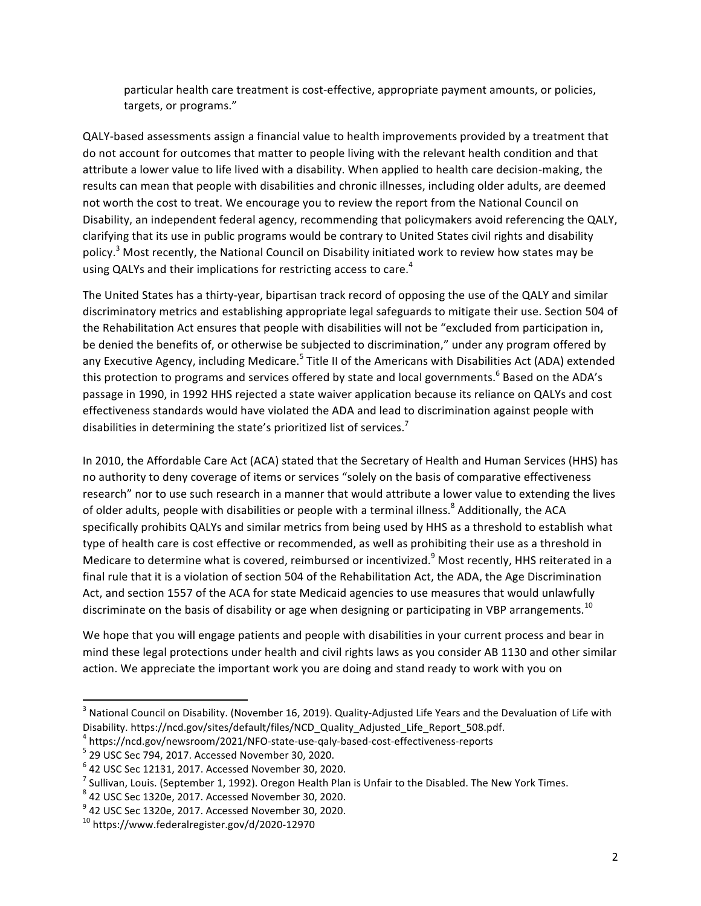particular health care treatment is cost-effective, appropriate payment amounts, or policies, targets, or programs."

QALY-based assessments assign a financial value to health improvements provided by a treatment that do not account for outcomes that matter to people living with the relevant health condition and that attribute a lower value to life lived with a disability. When applied to health care decision-making, the results can mean that people with disabilities and chronic illnesses, including older adults, are deemed not worth the cost to treat. We encourage you to review the report from the National Council on Disability, an independent federal agency, recommending that policymakers avoid referencing the QALY, clarifying that its use in public programs would be contrary to United States civil rights and disability policy.[3] Most recently, the National Council on Disability initiated work to review how states may be using QALYs and their implications for restricting access to care.[4]

The United States has a thirty-year, bipartisan track record of opposing the use of the QALY and similar discriminatory metrics and establishing appropriate legal safeguards to mitigate their use. Section 504 of the Rehabilitation Act ensures that people with disabilities will not be "excluded from participation in, be denied the benefits of, or otherwise be subjected to discrimination," under any program offered by any Executive Agency, including Medicare.[5] Title II of the Americans with Disabilities Act (ADA) extended this protection to programs and services offered by state and local governments.[6] Based on the ADA's passage in 1990, in 1992 HHS rejected a state waiver application because its reliance on QALYs and cost effectiveness standards would have violated the ADA and lead to discrimination against people with disabilities in determining the state's prioritized list of services.[7]

In 2010, the Affordable Care Act (ACA) stated that the Secretary of Health and Human Services (HHS) has no authority to deny coverage of items or services "solely on the basis of comparative effectiveness research" nor to use such research in a manner that would attribute a lower value to extending the lives of older adults, people with disabilities or people with a terminal illness.[8] Additionally, the ACA specifically prohibits QALYs and similar metrics from being used by HHS as a threshold to establish what type of health care is cost effective or recommended, as well as prohibiting their use as a threshold in Medicare to determine what is covered, reimbursed or incentivized.[9] Most recently, HHS reiterated in a final rule that it is a violation of section 504 of the Rehabilitation Act, the ADA, the Age Discrimination Act, and section 1557 of the ACA for state Medicaid agencies to use measures that would unlawfully discriminate on the basis of disability or age when designing or participating in VBP arrangements.[10]

We hope that you will engage patients and people with disabilities in your current process and bear in mind these legal protections under health and civil rights laws as you consider AB 1130 and other similar action. We appreciate the important work you are doing and stand ready to work with you on

---

[3] National Council on Disability. (November 16, 2019). Quality-Adjusted Life Years and the Devaluation of Life with Disability. https://ncd.gov/sites/default/files/NCD_Quality_Adjusted_Life_Report_508.pdf.

[4] https://ncd.gov/newsroom/2021/NFO-state-use-qaly-based-cost-effectiveness-reports

[5] 29 USC Sec 794, 2017. Accessed November 30, 2020.

[6] 42 USC Sec 12131, 2017. Accessed November 30, 2020.

[7] Sullivan, Louis. (September 1, 1992). Oregon Health Plan is Unfair to the Disabled. The New York Times.

[8] 42 USC Sec 1320e, 2017. Accessed November 30, 2020.

[9] 42 USC Sec 1320e, 2017. Accessed November 30, 2020.

[10] https://www.federalregister.gov/d/2020-12970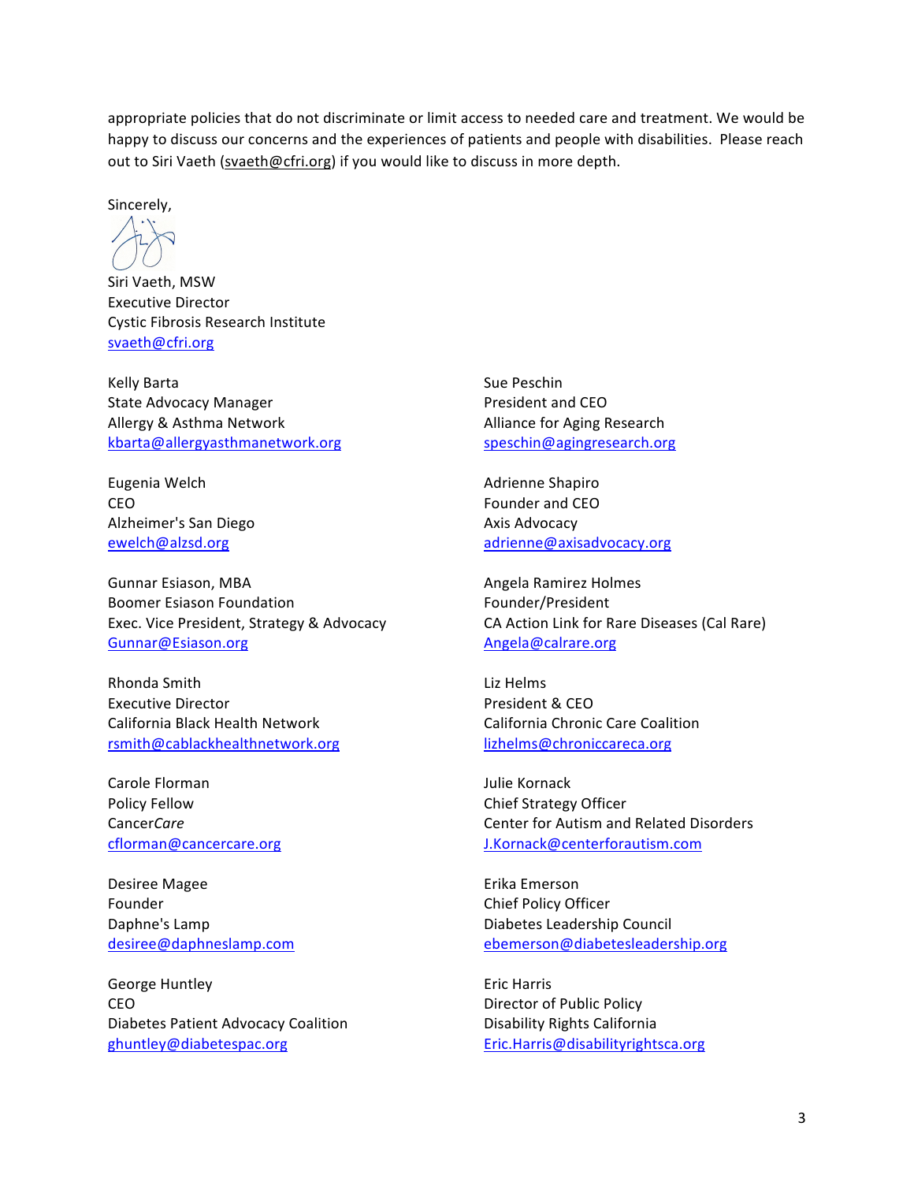appropriate policies that do not discriminate or limit access to needed care and treatment. We would be happy to discuss our concerns and the experiences of patients and people with disabilities. Please reach out to Siri Vaeth (svaeth@cfri.org) if you would like to discuss in more depth.

Sincerely,

Siri Vaeth, MSW
Executive Director
Cystic Fibrosis Research Institute
svaeth@cfri.org

Kelly Barta
State Advocacy Manager
Allergy & Asthma Network
kbarta@allergyasthmanetwork.org

Sue Peschin
President and CEO
Alliance for Aging Research
speschin@agingresearch.org

Eugenia Welch
CEO
Alzheimer's San Diego
ewelch@alzsd.org

Adrienne Shapiro
Founder and CEO
Axis Advocacy
adrienne@axisadvocacy.org

Gunnar Esiason, MBA
Boomer Esiason Foundation
Exec. Vice President, Strategy & Advocacy
Gunnar@Esiason.org

Angela Ramirez Holmes
Founder/President
CA Action Link for Rare Diseases (Cal Rare)
Angela@calrare.org

Rhonda Smith
Executive Director
California Black Health Network
rsmith@cablackhealthnetwork.org

Liz Helms
President & CEO
California Chronic Care Coalition
lizhelms@chroniccareca.org

Carole Florman
Policy Fellow
Cancer*Care*
cflorman@cancercare.org

Julie Kornack
Chief Strategy Officer
Center for Autism and Related Disorders
J.Kornack@centerforautism.com

Desiree Magee
Founder
Daphne's Lamp
desiree@daphneslamp.com

Erika Emerson
Chief Policy Officer
Diabetes Leadership Council
ebemerson@diabetesleadership.org

George Huntley
CEO
Diabetes Patient Advocacy Coalition
ghuntley@diabetespac.org

Eric Harris
Director of Public Policy
Disability Rights California
Eric.Harris@disabilityrightsca.org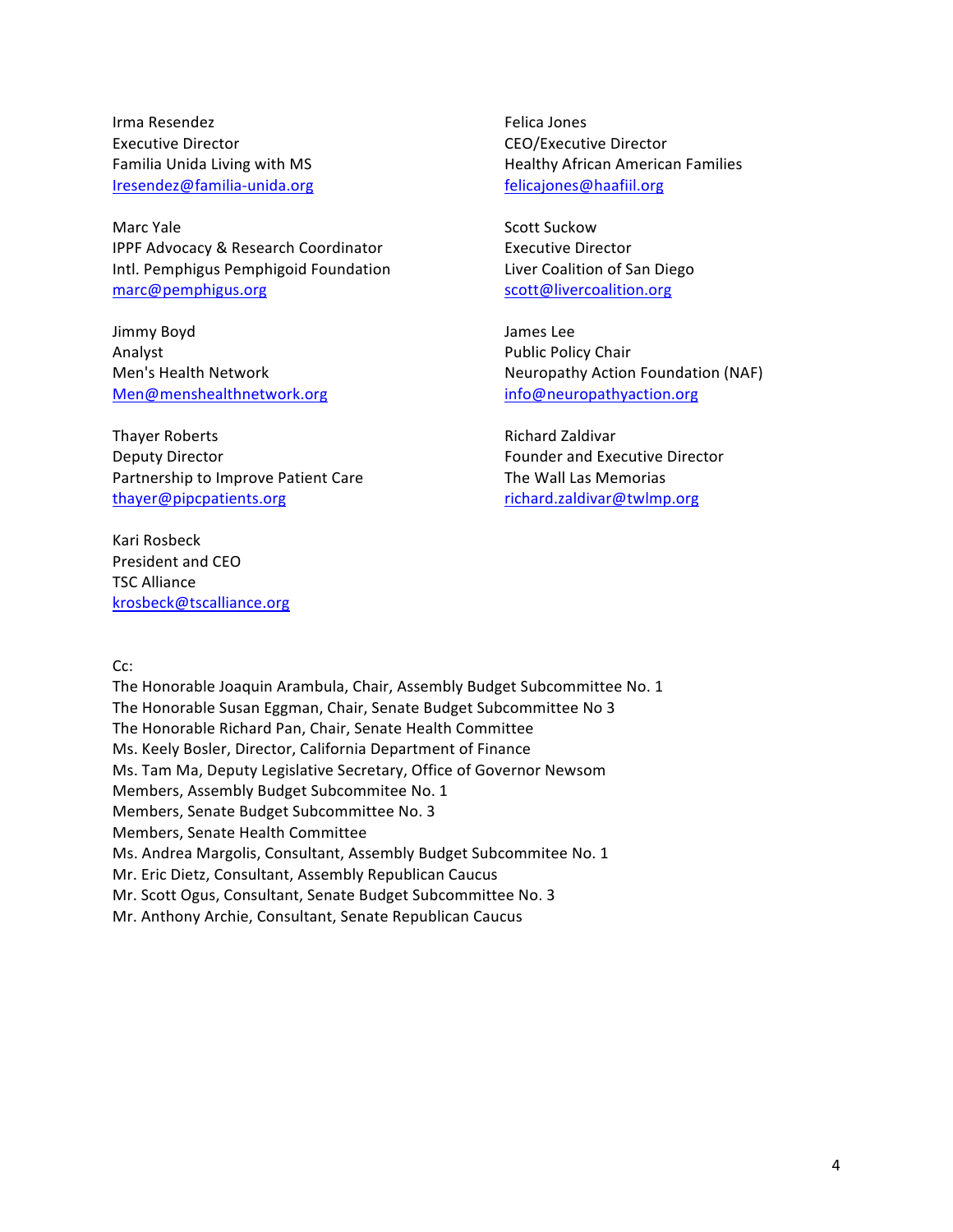Irma Resendez
Executive Director
Familia Unida Living with MS
Iresendez@familia-unida.org

Felica Jones
CEO/Executive Director
Healthy African American Families
felicajones@haafiil.org

Marc Yale
IPPF Advocacy & Research Coordinator
Intl. Pemphigus Pemphigoid Foundation
marc@pemphigus.org

Scott Suckow
Executive Director
Liver Coalition of San Diego
scott@livercoalition.org

Jimmy Boyd
Analyst
Men's Health Network
Men@menshealthnetwork.org

James Lee
Public Policy Chair
Neuropathy Action Foundation (NAF)
info@neuropathyaction.org

Thayer Roberts
Deputy Director
Partnership to Improve Patient Care
thayer@pipcpatients.org

Richard Zaldivar
Founder and Executive Director
The Wall Las Memorias
richard.zaldivar@twlmp.org

Kari Rosbeck
President and CEO
TSC Alliance
krosbeck@tscalliance.org

Cc:
The Honorable Joaquin Arambula, Chair, Assembly Budget Subcommittee No. 1
The Honorable Susan Eggman, Chair, Senate Budget Subcommittee No 3
The Honorable Richard Pan, Chair, Senate Health Committee
Ms. Keely Bosler, Director, California Department of Finance
Ms. Tam Ma, Deputy Legislative Secretary, Office of Governor Newsom
Members, Assembly Budget Subcommitee No. 1
Members, Senate Budget Subcommittee No. 3
Members, Senate Health Committee
Ms. Andrea Margolis, Consultant, Assembly Budget Subcommitee No. 1
Mr. Eric Dietz, Consultant, Assembly Republican Caucus
Mr. Scott Ogus, Consultant, Senate Budget Subcommittee No. 3
Mr. Anthony Archie, Consultant, Senate Republican Caucus